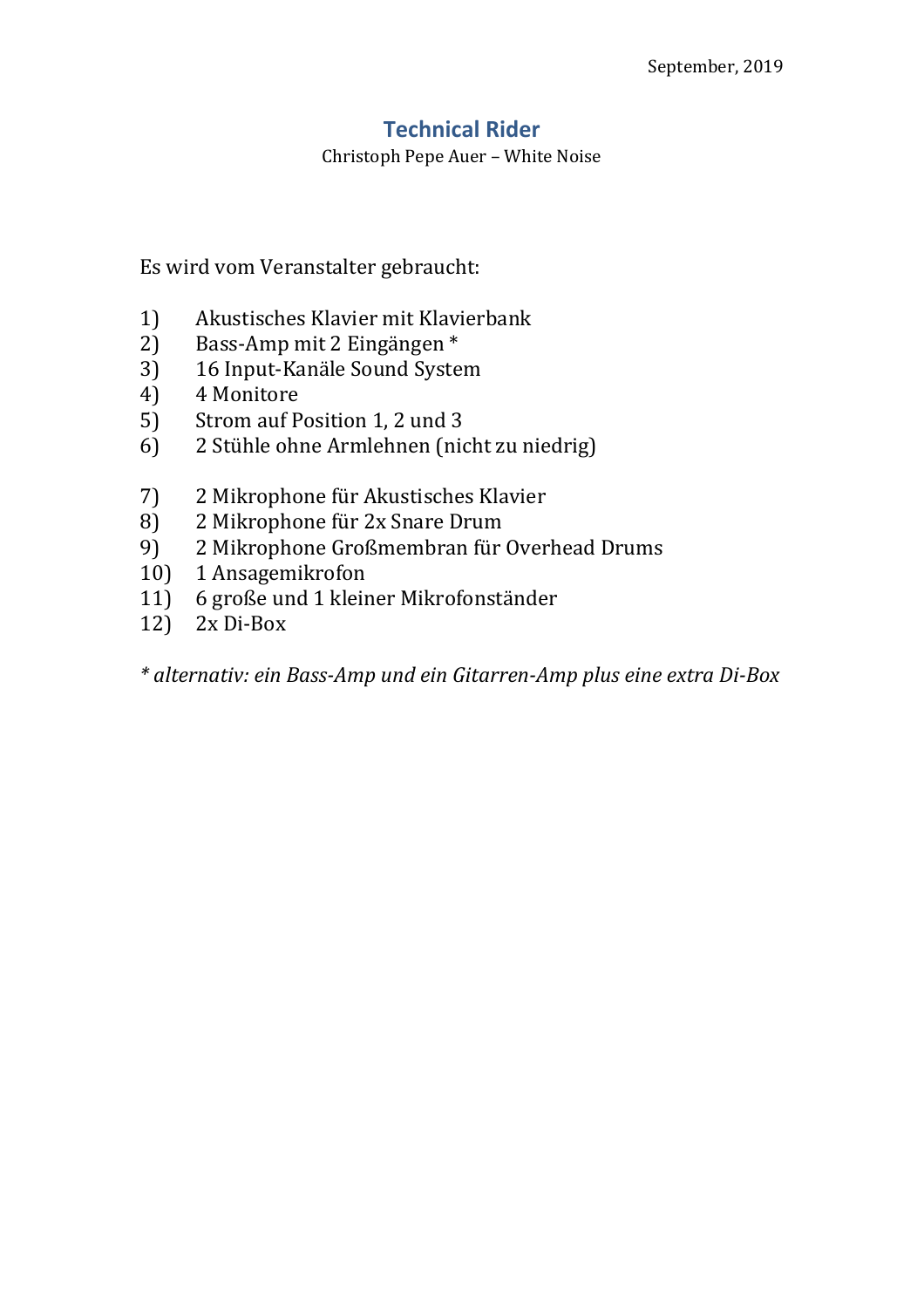September, 2019

# Technical Rider

Christoph Pepe Auer – White Noise

Es wird vom Veranstalter gebraucht:

1) Akustisches Klavier mit Klavierbank
2) Bass-Amp mit 2 Eingängen *
3) 16 Input-Kanäle Sound System
4) 4 Monitore
5) Strom auf Position 1, 2 und 3
6) 2 Stühle ohne Armlehnen (nicht zu niedrig)

7) 2 Mikrophone für Akustisches Klavier
8) 2 Mikrophone für 2x Snare Drum
9) 2 Mikrophone Großmembran für Overhead Drums
10) 1 Ansagemikrofon
11) 6 große und 1 kleiner Mikrofonständer
12) 2x Di-Box

*\* alternativ: ein Bass-Amp und ein Gitarren-Amp plus eine extra Di-Box*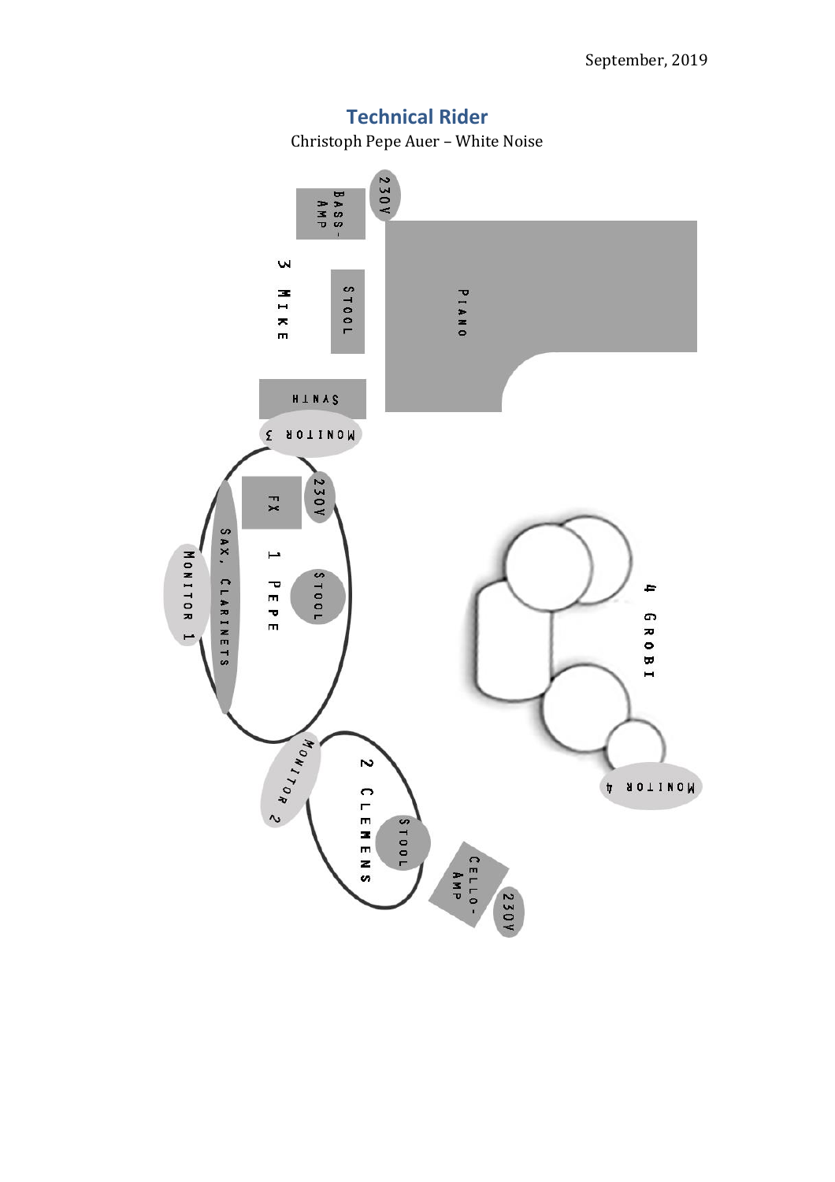September, 2019

## Technical Rider

Christoph Pepe Auer – White Noise

BASS-AMP

230V

3 MIKE

STOOL

PIANO

SYNTH

MONITOR 3

FX

230V

SAX, CLARINETS

MONITOR 1

1 PEPE

STOOL

4 GROBI

MONITOR 4

MONITOR 2

2 CLEMENS

STOOL

CELLO-AMP

230V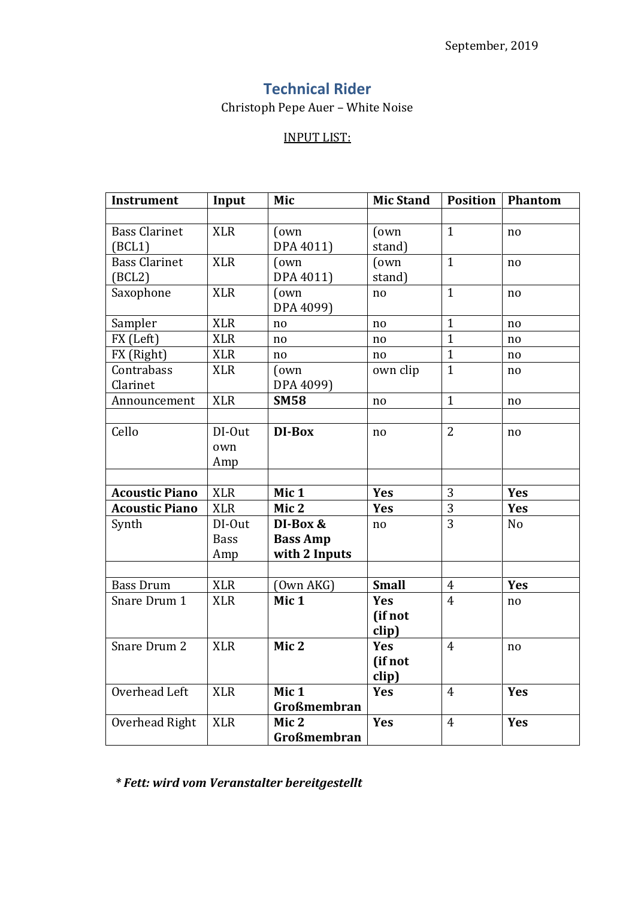September, 2019

# Technical Rider

Christoph Pepe Auer – White Noise

INPUT LIST:

| Instrument | Input | Mic | Mic Stand | Position | Phantom |
|---|---|---|---|---|---|
| | | | | | |
| Bass Clarinet (BCL1) | XLR | (own DPA 4011) | (own stand) | 1 | no |
| Bass Clarinet (BCL2) | XLR | (own DPA 4011) | (own stand) | 1 | no |
| Saxophone | XLR | (own DPA 4099) | no | 1 | no |
| Sampler | XLR | no | no | 1 | no |
| FX (Left) | XLR | no | no | 1 | no |
| FX (Right) | XLR | no | no | 1 | no |
| Contrabass Clarinet | XLR | (own DPA 4099) | own clip | 1 | no |
| Announcement | XLR | **SM58** | no | 1 | no |
| | | | | | |
| Cello | DI-Out own Amp | **DI-Box** | no | 2 | no |
| | | | | | |
| **Acoustic Piano** | XLR | **Mic 1** | **Yes** | 3 | **Yes** |
| **Acoustic Piano** | XLR | **Mic 2** | **Yes** | 3 | **Yes** |
| Synth | DI-Out Bass Amp | **DI-Box & Bass Amp with 2 Inputs** | no | 3 | No |
| | | | | | |
| Bass Drum | XLR | (Own AKG) | **Small** | 4 | **Yes** |
| Snare Drum 1 | XLR | **Mic 1** | **Yes (if not clip)** | 4 | no |
| Snare Drum 2 | XLR | **Mic 2** | **Yes (if not clip)** | 4 | no |
| Overhead Left | XLR | **Mic 1 Großmembran** | **Yes** | 4 | **Yes** |
| Overhead Right | XLR | **Mic 2 Großmembran** | **Yes** | 4 | **Yes** |

***\* Fett: wird vom Veranstalter bereitgestellt***